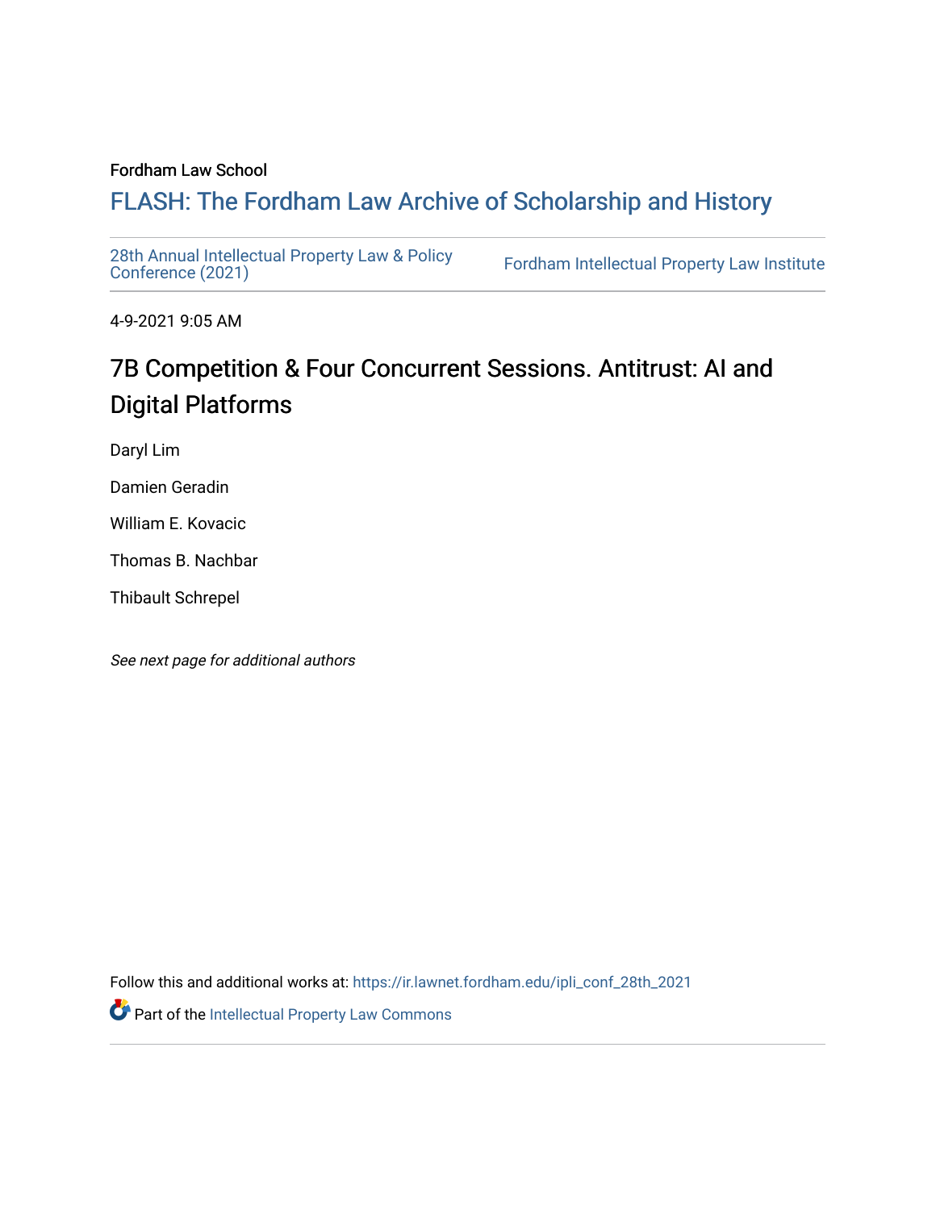Fordham Law School

# FLASH: The Fordham Law Archive of Scholarship and History

28th Annual Intellectual Property Law & Policy Conference (2021)

Fordham Intellectual Property Law Institute

4-9-2021 9:05 AM

## 7B Competition & Four Concurrent Sessions. Antitrust: AI and Digital Platforms

Daryl Lim

Damien Geradin

William E. Kovacic

Thomas B. Nachbar

Thibault Schrepel

*See next page for additional authors*

Follow this and additional works at: https://ir.lawnet.fordham.edu/ipli_conf_28th_2021

Part of the Intellectual Property Law Commons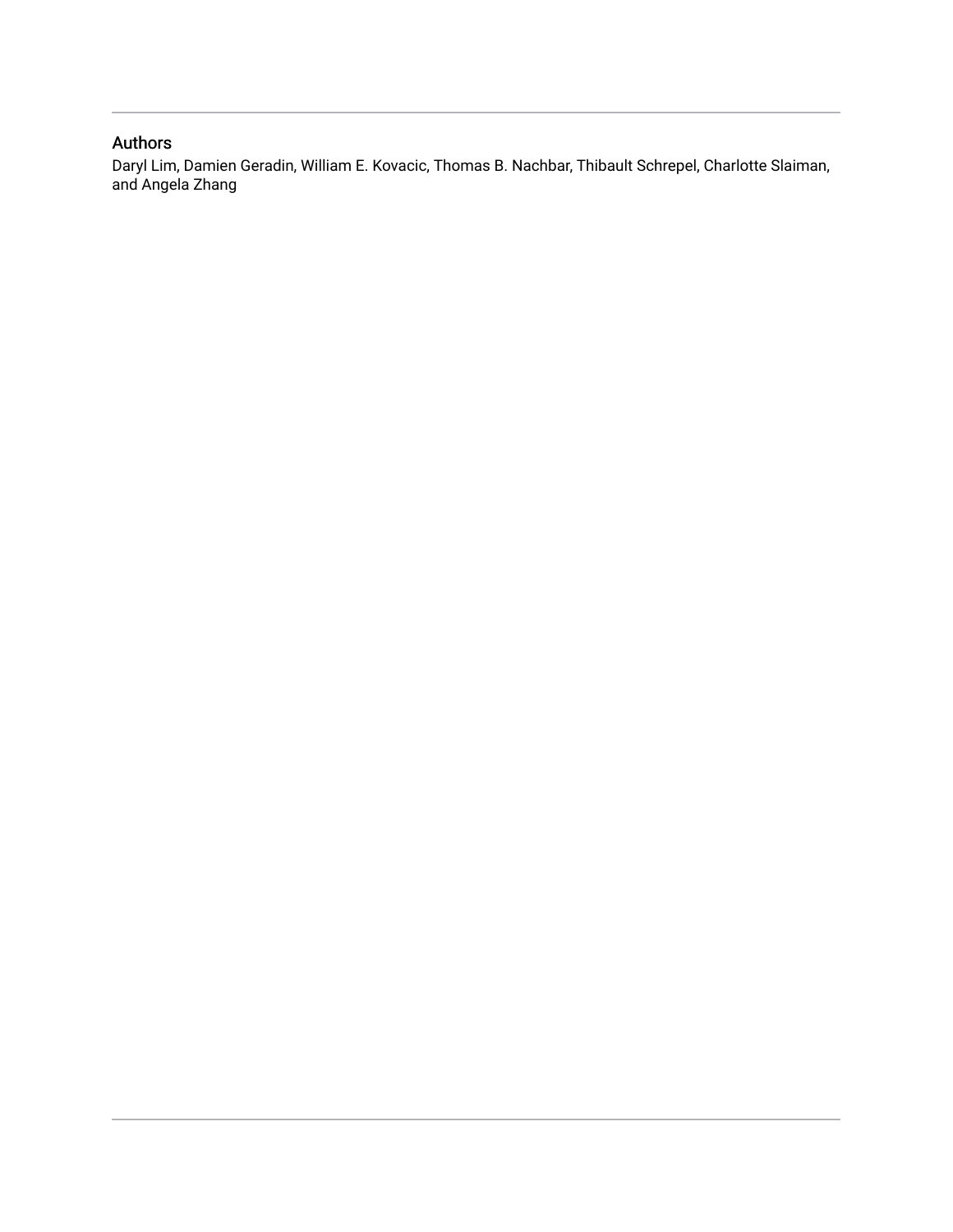## Authors

Daryl Lim, Damien Geradin, William E. Kovacic, Thomas B. Nachbar, Thibault Schrepel, Charlotte Slaiman, and Angela Zhang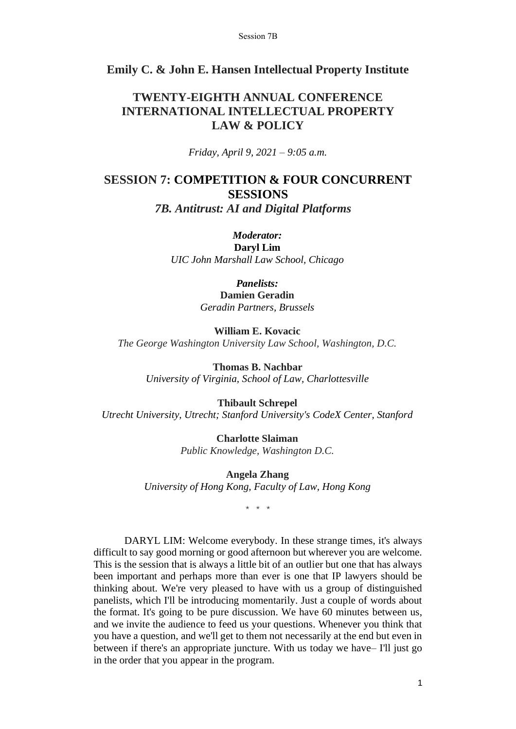## Emily C. & John E. Hansen Intellectual Property Institute

## TWENTY-EIGHTH ANNUAL CONFERENCE INTERNATIONAL INTELLECTUAL PROPERTY LAW & POLICY

*Friday, April 9, 2021 – 9:05 a.m.*

## SESSION 7: COMPETITION & FOUR CONCURRENT SESSIONS

### *7B. Antitrust: AI and Digital Platforms*

***Moderator:***
**Daryl Lim**
*UIC John Marshall Law School, Chicago*

***Panelists:***
**Damien Geradin**
*Geradin Partners, Brussels*

**William E. Kovacic**
*The George Washington University Law School, Washington, D.C.*

**Thomas B. Nachbar**
*University of Virginia, School of Law, Charlottesville*

**Thibault Schrepel**
*Utrecht University, Utrecht; Stanford University's CodeX Center, Stanford*

**Charlotte Slaiman**
*Public Knowledge, Washington D.C.*

**Angela Zhang**
*University of Hong Kong, Faculty of Law, Hong Kong*

\* \* \*

DARYL LIM: Welcome everybody. In these strange times, it's always difficult to say good morning or good afternoon but wherever you are welcome. This is the session that is always a little bit of an outlier but one that has always been important and perhaps more than ever is one that IP lawyers should be thinking about. We're very pleased to have with us a group of distinguished panelists, which I'll be introducing momentarily. Just a couple of words about the format. It's going to be pure discussion. We have 60 minutes between us, and we invite the audience to feed us your questions. Whenever you think that you have a question, and we'll get to them not necessarily at the end but even in between if there's an appropriate juncture. With us today we have– I'll just go in the order that you appear in the program.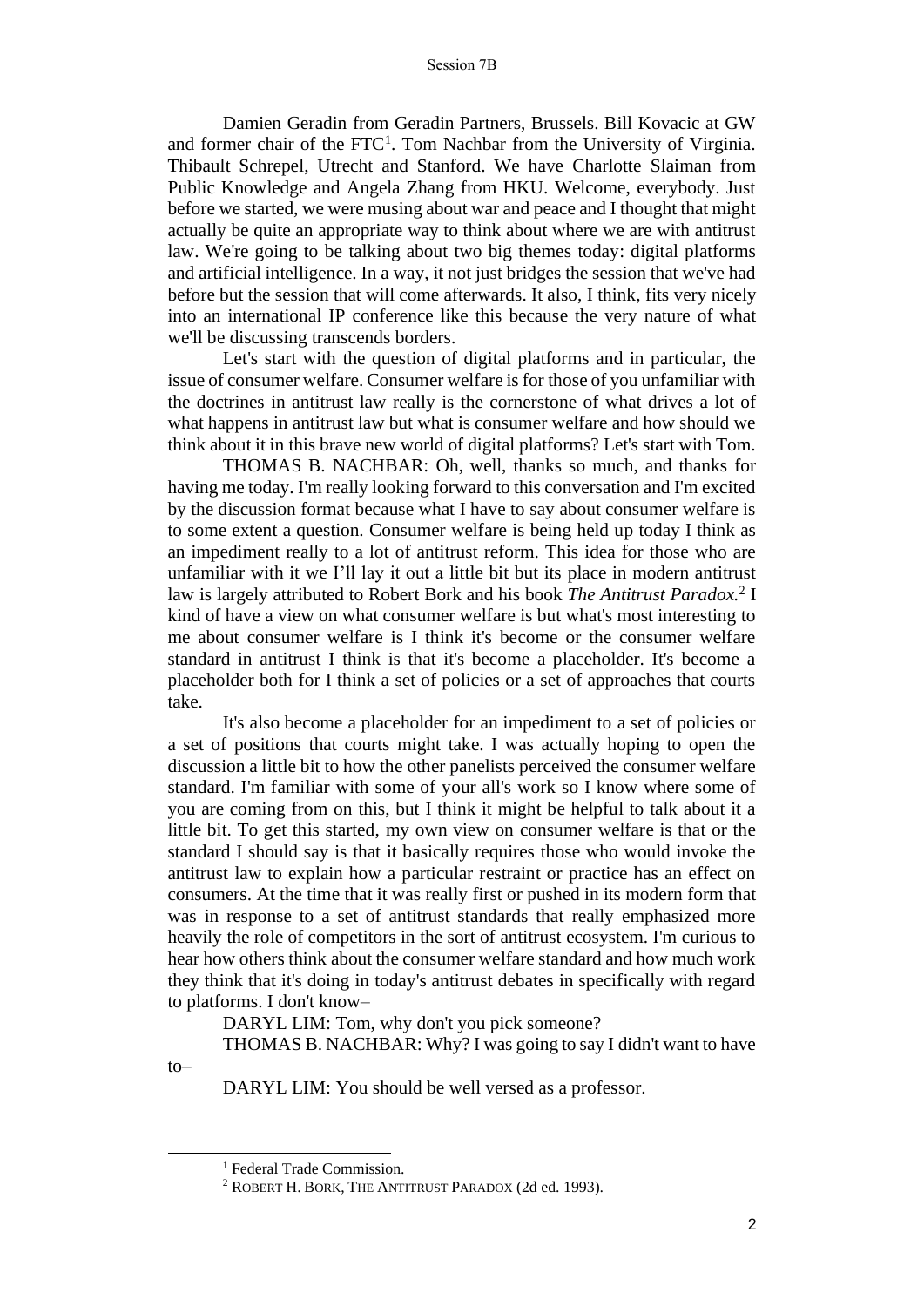Damien Geradin from Geradin Partners, Brussels. Bill Kovacic at GW and former chair of the FTC[1]. Tom Nachbar from the University of Virginia. Thibault Schrepel, Utrecht and Stanford. We have Charlotte Slaiman from Public Knowledge and Angela Zhang from HKU. Welcome, everybody. Just before we started, we were musing about war and peace and I thought that might actually be quite an appropriate way to think about where we are with antitrust law. We're going to be talking about two big themes today: digital platforms and artificial intelligence. In a way, it not just bridges the session that we've had before but the session that will come afterwards. It also, I think, fits very nicely into an international IP conference like this because the very nature of what we'll be discussing transcends borders.

Let's start with the question of digital platforms and in particular, the issue of consumer welfare. Consumer welfare is for those of you unfamiliar with the doctrines in antitrust law really is the cornerstone of what drives a lot of what happens in antitrust law but what is consumer welfare and how should we think about it in this brave new world of digital platforms? Let's start with Tom.

THOMAS B. NACHBAR: Oh, well, thanks so much, and thanks for having me today. I'm really looking forward to this conversation and I'm excited by the discussion format because what I have to say about consumer welfare is to some extent a question. Consumer welfare is being held up today I think as an impediment really to a lot of antitrust reform. This idea for those who are unfamiliar with it we I'll lay it out a little bit but its place in modern antitrust law is largely attributed to Robert Bork and his book *The Antitrust Paradox.*[2] I kind of have a view on what consumer welfare is but what's most interesting to me about consumer welfare is I think it's become or the consumer welfare standard in antitrust I think is that it's become a placeholder. It's become a placeholder both for I think a set of policies or a set of approaches that courts take.

It's also become a placeholder for an impediment to a set of policies or a set of positions that courts might take. I was actually hoping to open the discussion a little bit to how the other panelists perceived the consumer welfare standard. I'm familiar with some of your all's work so I know where some of you are coming from on this, but I think it might be helpful to talk about it a little bit. To get this started, my own view on consumer welfare is that or the standard I should say is that it basically requires those who would invoke the antitrust law to explain how a particular restraint or practice has an effect on consumers. At the time that it was really first or pushed in its modern form that was in response to a set of antitrust standards that really emphasized more heavily the role of competitors in the sort of antitrust ecosystem. I'm curious to hear how others think about the consumer welfare standard and how much work they think that it's doing in today's antitrust debates in specifically with regard to platforms. I don't know–

DARYL LIM: Tom, why don't you pick someone?

THOMAS B. NACHBAR: Why? I was going to say I didn't want to have to–

DARYL LIM: You should be well versed as a professor.

---

[1] Federal Trade Commission.

[2] ROBERT H. BORK, THE ANTITRUST PARADOX (2d ed. 1993).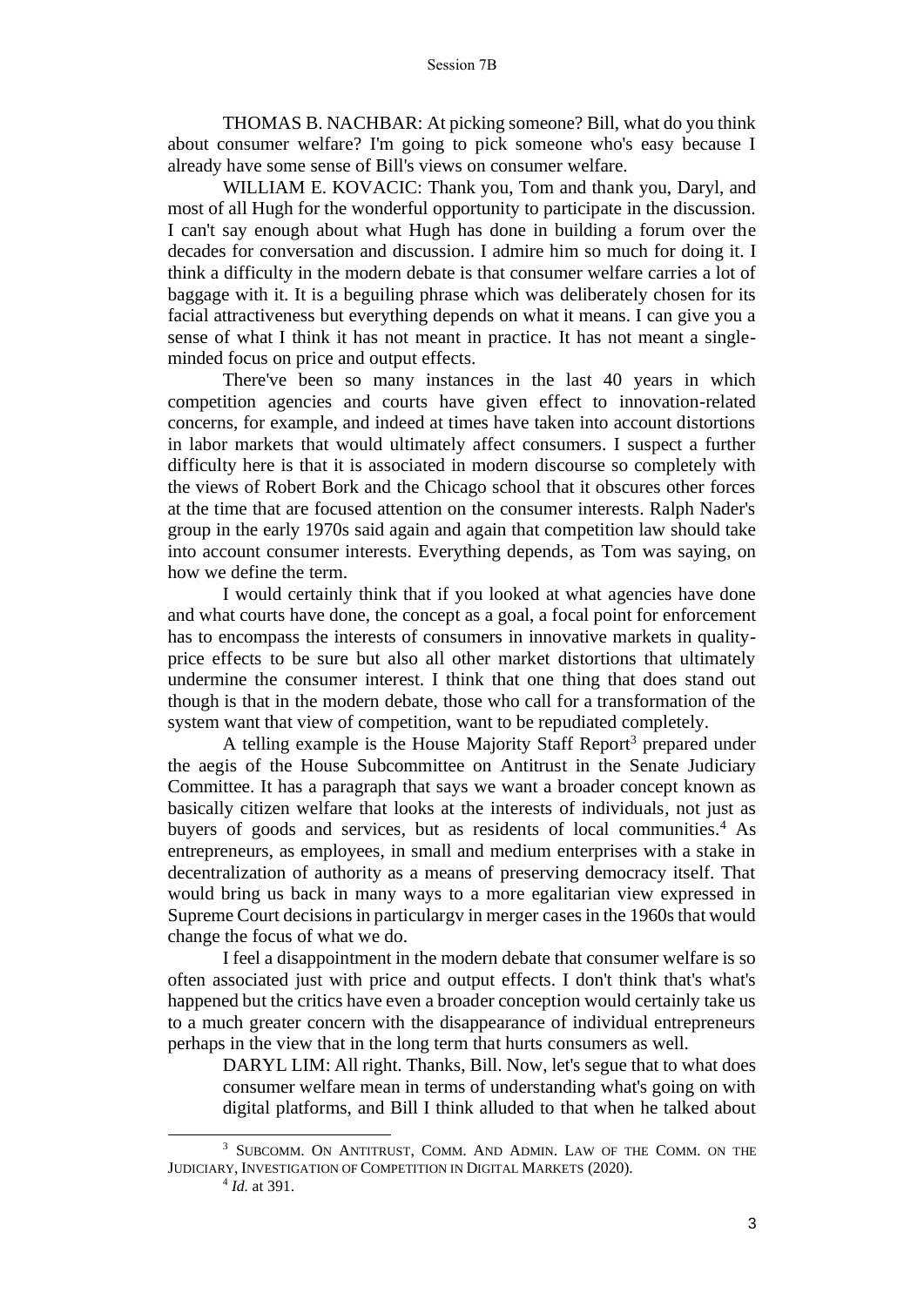THOMAS B. NACHBAR: At picking someone? Bill, what do you think about consumer welfare? I'm going to pick someone who's easy because I already have some sense of Bill's views on consumer welfare.

WILLIAM E. KOVACIC: Thank you, Tom and thank you, Daryl, and most of all Hugh for the wonderful opportunity to participate in the discussion. I can't say enough about what Hugh has done in building a forum over the decades for conversation and discussion. I admire him so much for doing it. I think a difficulty in the modern debate is that consumer welfare carries a lot of baggage with it. It is a beguiling phrase which was deliberately chosen for its facial attractiveness but everything depends on what it means. I can give you a sense of what I think it has not meant in practice. It has not meant a single-minded focus on price and output effects.

There've been so many instances in the last 40 years in which competition agencies and courts have given effect to innovation-related concerns, for example, and indeed at times have taken into account distortions in labor markets that would ultimately affect consumers. I suspect a further difficulty here is that it is associated in modern discourse so completely with the views of Robert Bork and the Chicago school that it obscures other forces at the time that are focused attention on the consumer interests. Ralph Nader's group in the early 1970s said again and again that competition law should take into account consumer interests. Everything depends, as Tom was saying, on how we define the term.

I would certainly think that if you looked at what agencies have done and what courts have done, the concept as a goal, a focal point for enforcement has to encompass the interests of consumers in innovative markets in quality-price effects to be sure but also all other market distortions that ultimately undermine the consumer interest. I think that one thing that does stand out though is that in the modern debate, those who call for a transformation of the system want that view of competition, want to be repudiated completely.

A telling example is the House Majority Staff Report[3] prepared under the aegis of the House Subcommittee on Antitrust in the Senate Judiciary Committee. It has a paragraph that says we want a broader concept known as basically citizen welfare that looks at the interests of individuals, not just as buyers of goods and services, but as residents of local communities.[4] As entrepreneurs, as employees, in small and medium enterprises with a stake in decentralization of authority as a means of preserving democracy itself. That would bring us back in many ways to a more egalitarian view expressed in Supreme Court decisions in particulargv in merger cases in the 1960s that would change the focus of what we do.

I feel a disappointment in the modern debate that consumer welfare is so often associated just with price and output effects. I don't think that's what's happened but the critics have even a broader conception would certainly take us to a much greater concern with the disappearance of individual entrepreneurs perhaps in the view that in the long term that hurts consumers as well.

DARYL LIM: All right. Thanks, Bill. Now, let's segue that to what does consumer welfare mean in terms of understanding what's going on with digital platforms, and Bill I think alluded to that when he talked about

---

[3] SUBCOMM. ON ANTITRUST, COMM. AND ADMIN. LAW OF THE COMM. ON THE JUDICIARY, INVESTIGATION OF COMPETITION IN DIGITAL MARKETS (2020).

[4] *Id.* at 391.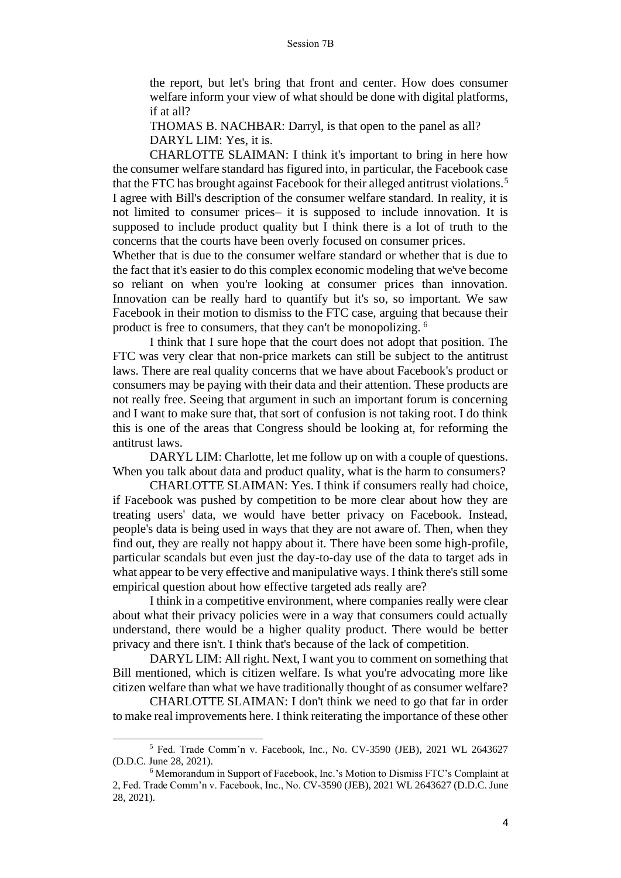the report, but let's bring that front and center. How does consumer welfare inform your view of what should be done with digital platforms, if at all?

THOMAS B. NACHBAR: Darryl, is that open to the panel as all?

DARYL LIM: Yes, it is.

CHARLOTTE SLAIMAN: I think it's important to bring in here how the consumer welfare standard has figured into, in particular, the Facebook case that the FTC has brought against Facebook for their alleged antitrust violations.[5] I agree with Bill's description of the consumer welfare standard. In reality, it is not limited to consumer prices– it is supposed to include innovation. It is supposed to include product quality but I think there is a lot of truth to the concerns that the courts have been overly focused on consumer prices. Whether that is due to the consumer welfare standard or whether that is due to the fact that it's easier to do this complex economic modeling that we've become so reliant on when you're looking at consumer prices than innovation. Innovation can be really hard to quantify but it's so, so important. We saw Facebook in their motion to dismiss to the FTC case, arguing that because their product is free to consumers, that they can't be monopolizing. [6]

I think that I sure hope that the court does not adopt that position. The FTC was very clear that non-price markets can still be subject to the antitrust laws. There are real quality concerns that we have about Facebook's product or consumers may be paying with their data and their attention. These products are not really free. Seeing that argument in such an important forum is concerning and I want to make sure that, that sort of confusion is not taking root. I do think this is one of the areas that Congress should be looking at, for reforming the antitrust laws.

DARYL LIM: Charlotte, let me follow up on with a couple of questions. When you talk about data and product quality, what is the harm to consumers?

CHARLOTTE SLAIMAN: Yes. I think if consumers really had choice, if Facebook was pushed by competition to be more clear about how they are treating users' data, we would have better privacy on Facebook. Instead, people's data is being used in ways that they are not aware of. Then, when they find out, they are really not happy about it. There have been some high-profile, particular scandals but even just the day-to-day use of the data to target ads in what appear to be very effective and manipulative ways. I think there's still some empirical question about how effective targeted ads really are?

I think in a competitive environment, where companies really were clear about what their privacy policies were in a way that consumers could actually understand, there would be a higher quality product. There would be better privacy and there isn't. I think that's because of the lack of competition.

DARYL LIM: All right. Next, I want you to comment on something that Bill mentioned, which is citizen welfare. Is what you're advocating more like citizen welfare than what we have traditionally thought of as consumer welfare?

CHARLOTTE SLAIMAN: I don't think we need to go that far in order to make real improvements here. I think reiterating the importance of these other

---

[5] Fed. Trade Comm'n v. Facebook, Inc., No. CV-3590 (JEB), 2021 WL 2643627 (D.D.C. June 28, 2021).

[6] Memorandum in Support of Facebook, Inc.'s Motion to Dismiss FTC's Complaint at 2, Fed. Trade Comm'n v. Facebook, Inc., No. CV-3590 (JEB), 2021 WL 2643627 (D.D.C. June 28, 2021).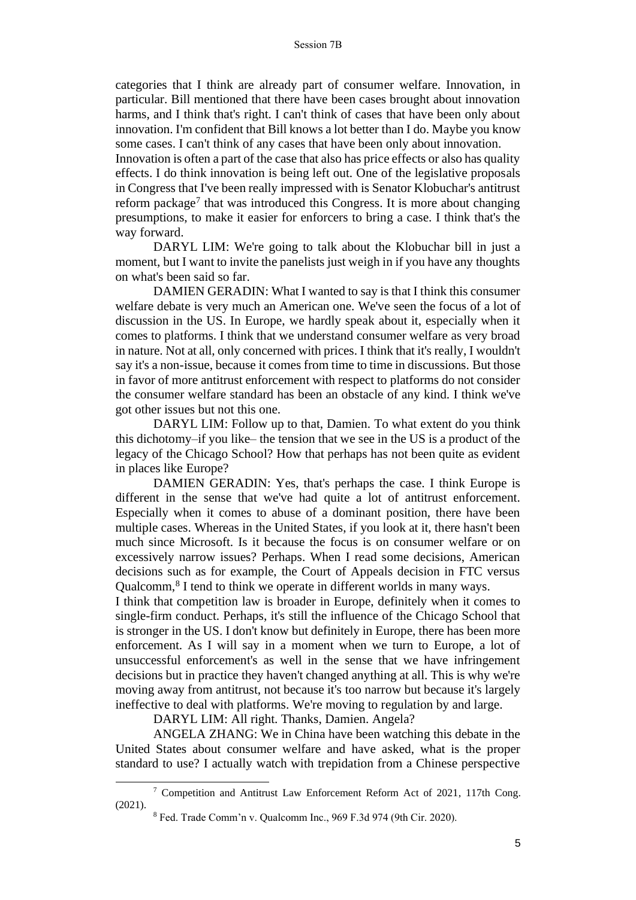categories that I think are already part of consumer welfare. Innovation, in particular. Bill mentioned that there have been cases brought about innovation harms, and I think that's right. I can't think of cases that have been only about innovation. I'm confident that Bill knows a lot better than I do. Maybe you know some cases. I can't think of any cases that have been only about innovation. Innovation is often a part of the case that also has price effects or also has quality effects. I do think innovation is being left out. One of the legislative proposals in Congress that I've been really impressed with is Senator Klobuchar's antitrust reform package[7] that was introduced this Congress. It is more about changing presumptions, to make it easier for enforcers to bring a case. I think that's the way forward.

DARYL LIM: We're going to talk about the Klobuchar bill in just a moment, but I want to invite the panelists just weigh in if you have any thoughts on what's been said so far.

DAMIEN GERADIN: What I wanted to say is that I think this consumer welfare debate is very much an American one. We've seen the focus of a lot of discussion in the US. In Europe, we hardly speak about it, especially when it comes to platforms. I think that we understand consumer welfare as very broad in nature. Not at all, only concerned with prices. I think that it's really, I wouldn't say it's a non-issue, because it comes from time to time in discussions. But those in favor of more antitrust enforcement with respect to platforms do not consider the consumer welfare standard has been an obstacle of any kind. I think we've got other issues but not this one.

DARYL LIM: Follow up to that, Damien. To what extent do you think this dichotomy–if you like– the tension that we see in the US is a product of the legacy of the Chicago School? How that perhaps has not been quite as evident in places like Europe?

DAMIEN GERADIN: Yes, that's perhaps the case. I think Europe is different in the sense that we've had quite a lot of antitrust enforcement. Especially when it comes to abuse of a dominant position, there have been multiple cases. Whereas in the United States, if you look at it, there hasn't been much since Microsoft. Is it because the focus is on consumer welfare or on excessively narrow issues? Perhaps. When I read some decisions, American decisions such as for example, the Court of Appeals decision in FTC versus Qualcomm,[8] I tend to think we operate in different worlds in many ways. I think that competition law is broader in Europe, definitely when it comes to single-firm conduct. Perhaps, it's still the influence of the Chicago School that is stronger in the US. I don't know but definitely in Europe, there has been more enforcement. As I will say in a moment when we turn to Europe, a lot of unsuccessful enforcement's as well in the sense that we have infringement decisions but in practice they haven't changed anything at all. This is why we're moving away from antitrust, not because it's too narrow but because it's largely ineffective to deal with platforms. We're moving to regulation by and large.

DARYL LIM: All right. Thanks, Damien. Angela?

ANGELA ZHANG: We in China have been watching this debate in the United States about consumer welfare and have asked, what is the proper standard to use? I actually watch with trepidation from a Chinese perspective

---

[7] Competition and Antitrust Law Enforcement Reform Act of 2021, 117th Cong. (2021).

[8] Fed. Trade Comm'n v. Qualcomm Inc., 969 F.3d 974 (9th Cir. 2020).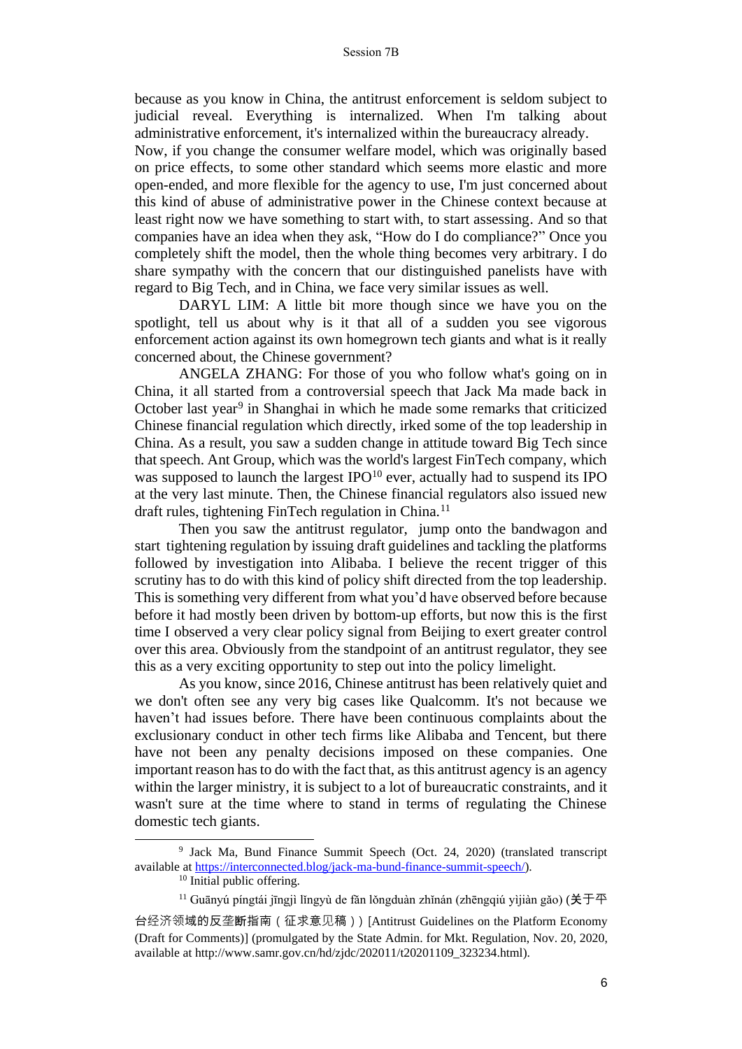because as you know in China, the antitrust enforcement is seldom subject to judicial reveal. Everything is internalized. When I'm talking about administrative enforcement, it's internalized within the bureaucracy already.

Now, if you change the consumer welfare model, which was originally based on price effects, to some other standard which seems more elastic and more open-ended, and more flexible for the agency to use, I'm just concerned about this kind of abuse of administrative power in the Chinese context because at least right now we have something to start with, to start assessing. And so that companies have an idea when they ask, “How do I do compliance?” Once you completely shift the model, then the whole thing becomes very arbitrary. I do share sympathy with the concern that our distinguished panelists have with regard to Big Tech, and in China, we face very similar issues as well.

DARYL LIM: A little bit more though since we have you on the spotlight, tell us about why is it that all of a sudden you see vigorous enforcement action against its own homegrown tech giants and what is it really concerned about, the Chinese government?

ANGELA ZHANG: For those of you who follow what's going on in China, it all started from a controversial speech that Jack Ma made back in October last year[9] in Shanghai in which he made some remarks that criticized Chinese financial regulation which directly, irked some of the top leadership in China. As a result, you saw a sudden change in attitude toward Big Tech since that speech. Ant Group, which was the world's largest FinTech company, which was supposed to launch the largest IPO[10] ever, actually had to suspend its IPO at the very last minute. Then, the Chinese financial regulators also issued new draft rules, tightening FinTech regulation in China.[11]

Then you saw the antitrust regulator, jump onto the bandwagon and start tightening regulation by issuing draft guidelines and tackling the platforms followed by investigation into Alibaba. I believe the recent trigger of this scrutiny has to do with this kind of policy shift directed from the top leadership. This is something very different from what you’d have observed before because before it had mostly been driven by bottom-up efforts, but now this is the first time I observed a very clear policy signal from Beijing to exert greater control over this area. Obviously from the standpoint of an antitrust regulator, they see this as a very exciting opportunity to step out into the policy limelight.

As you know, since 2016, Chinese antitrust has been relatively quiet and we don't often see any very big cases like Qualcomm. It's not because we haven’t had issues before. There have been continuous complaints about the exclusionary conduct in other tech firms like Alibaba and Tencent, but there have not been any penalty decisions imposed on these companies. One important reason has to do with the fact that, as this antitrust agency is an agency within the larger ministry, it is subject to a lot of bureaucratic constraints, and it wasn't sure at the time where to stand in terms of regulating the Chinese domestic tech giants.

---

[9] Jack Ma, Bund Finance Summit Speech (Oct. 24, 2020) (translated transcript available at https://interconnected.blog/jack-ma-bund-finance-summit-speech/).

[10] Initial public offering.

[11] Guānyú píngtái jīngjì lǐngyù de fǎn lǒngduàn zhǐnán (zhēngqiú yìjiàn gǎo) (关于平台经济领域的反垄断指南（征求意见稿）) [Antitrust Guidelines on the Platform Economy (Draft for Comments)] (promulgated by the State Admin. for Mkt. Regulation, Nov. 20, 2020, available at http://www.samr.gov.cn/hd/zjdc/202011/t20201109_323234.html).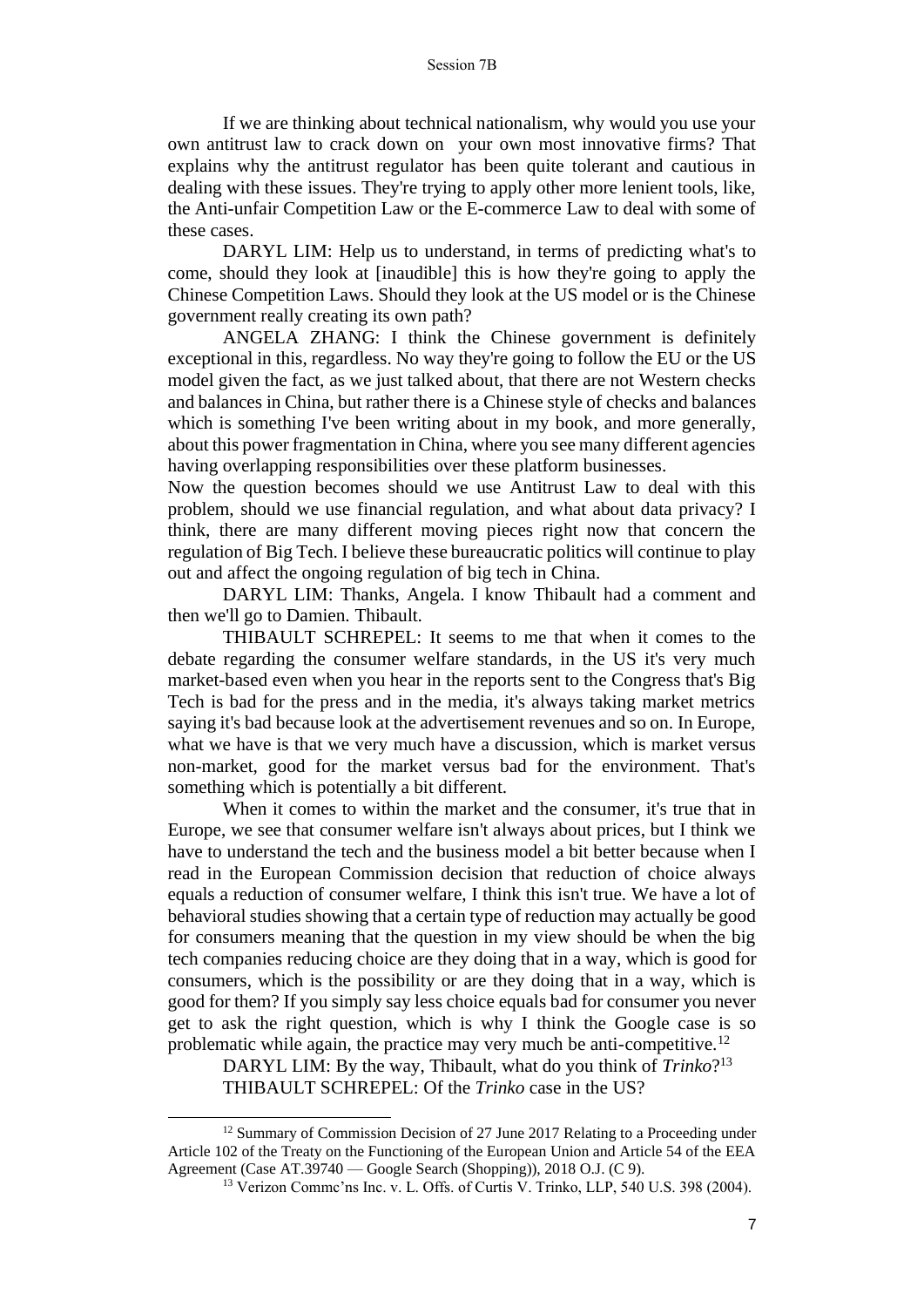If we are thinking about technical nationalism, why would you use your own antitrust law to crack down on your own most innovative firms? That explains why the antitrust regulator has been quite tolerant and cautious in dealing with these issues. They're trying to apply other more lenient tools, like, the Anti-unfair Competition Law or the E-commerce Law to deal with some of these cases.

DARYL LIM: Help us to understand, in terms of predicting what's to come, should they look at [inaudible] this is how they're going to apply the Chinese Competition Laws. Should they look at the US model or is the Chinese government really creating its own path?

ANGELA ZHANG: I think the Chinese government is definitely exceptional in this, regardless. No way they're going to follow the EU or the US model given the fact, as we just talked about, that there are not Western checks and balances in China, but rather there is a Chinese style of checks and balances which is something I've been writing about in my book, and more generally, about this power fragmentation in China, where you see many different agencies having overlapping responsibilities over these platform businesses.

Now the question becomes should we use Antitrust Law to deal with this problem, should we use financial regulation, and what about data privacy? I think, there are many different moving pieces right now that concern the regulation of Big Tech. I believe these bureaucratic politics will continue to play out and affect the ongoing regulation of big tech in China.

DARYL LIM: Thanks, Angela. I know Thibault had a comment and then we'll go to Damien. Thibault.

THIBAULT SCHREPEL: It seems to me that when it comes to the debate regarding the consumer welfare standards, in the US it's very much market-based even when you hear in the reports sent to the Congress that's Big Tech is bad for the press and in the media, it's always taking market metrics saying it's bad because look at the advertisement revenues and so on. In Europe, what we have is that we very much have a discussion, which is market versus non-market, good for the market versus bad for the environment. That's something which is potentially a bit different.

When it comes to within the market and the consumer, it's true that in Europe, we see that consumer welfare isn't always about prices, but I think we have to understand the tech and the business model a bit better because when I read in the European Commission decision that reduction of choice always equals a reduction of consumer welfare, I think this isn't true. We have a lot of behavioral studies showing that a certain type of reduction may actually be good for consumers meaning that the question in my view should be when the big tech companies reducing choice are they doing that in a way, which is good for consumers, which is the possibility or are they doing that in a way, which is good for them? If you simply say less choice equals bad for consumer you never get to ask the right question, which is why I think the Google case is so problematic while again, the practice may very much be anti-competitive.[12]

DARYL LIM: By the way, Thibault, what do you think of *Trinko*?[13]

THIBAULT SCHREPEL: Of the *Trinko* case in the US?

---

[12] Summary of Commission Decision of 27 June 2017 Relating to a Proceeding under Article 102 of the Treaty on the Functioning of the European Union and Article 54 of the EEA Agreement (Case AT.39740 — Google Search (Shopping)), 2018 O.J. (C 9).

[13] Verizon Commc'ns Inc. v. L. Offs. of Curtis V. Trinko, LLP, 540 U.S. 398 (2004).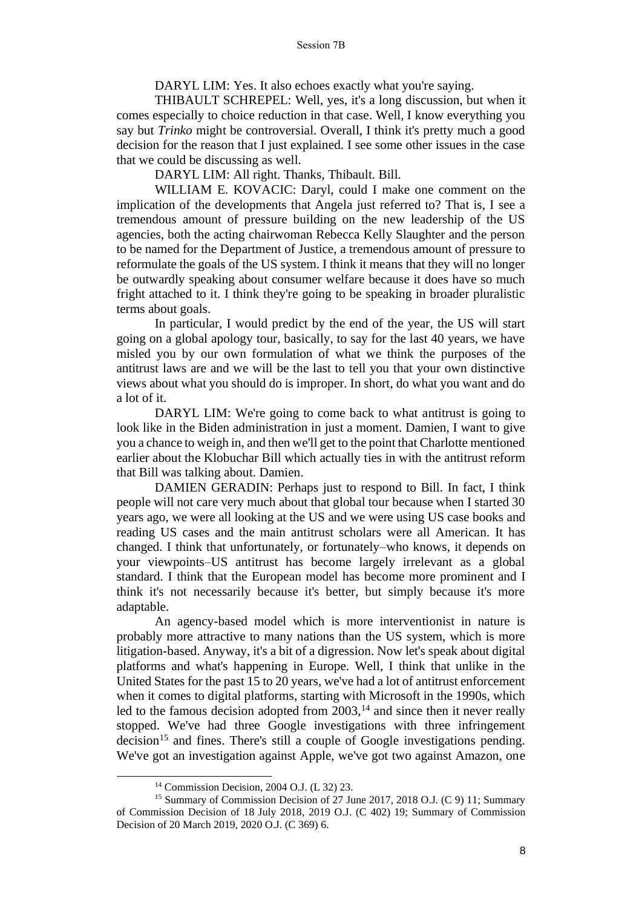DARYL LIM: Yes. It also echoes exactly what you're saying.

THIBAULT SCHREPEL: Well, yes, it's a long discussion, but when it comes especially to choice reduction in that case. Well, I know everything you say but *Trinko* might be controversial. Overall, I think it's pretty much a good decision for the reason that I just explained. I see some other issues in the case that we could be discussing as well.

DARYL LIM: All right. Thanks, Thibault. Bill.

WILLIAM E. KOVACIC: Daryl, could I make one comment on the implication of the developments that Angela just referred to? That is, I see a tremendous amount of pressure building on the new leadership of the US agencies, both the acting chairwoman Rebecca Kelly Slaughter and the person to be named for the Department of Justice, a tremendous amount of pressure to reformulate the goals of the US system. I think it means that they will no longer be outwardly speaking about consumer welfare because it does have so much fright attached to it. I think they're going to be speaking in broader pluralistic terms about goals.

In particular, I would predict by the end of the year, the US will start going on a global apology tour, basically, to say for the last 40 years, we have misled you by our own formulation of what we think the purposes of the antitrust laws are and we will be the last to tell you that your own distinctive views about what you should do is improper. In short, do what you want and do a lot of it.

DARYL LIM: We're going to come back to what antitrust is going to look like in the Biden administration in just a moment. Damien, I want to give you a chance to weigh in, and then we'll get to the point that Charlotte mentioned earlier about the Klobuchar Bill which actually ties in with the antitrust reform that Bill was talking about. Damien.

DAMIEN GERADIN: Perhaps just to respond to Bill. In fact, I think people will not care very much about that global tour because when I started 30 years ago, we were all looking at the US and we were using US case books and reading US cases and the main antitrust scholars were all American. It has changed. I think that unfortunately, or fortunately–who knows, it depends on your viewpoints–US antitrust has become largely irrelevant as a global standard. I think that the European model has become more prominent and I think it's not necessarily because it's better, but simply because it's more adaptable.

An agency-based model which is more interventionist in nature is probably more attractive to many nations than the US system, which is more litigation-based. Anyway, it's a bit of a digression. Now let's speak about digital platforms and what's happening in Europe. Well, I think that unlike in the United States for the past 15 to 20 years, we've had a lot of antitrust enforcement when it comes to digital platforms, starting with Microsoft in the 1990s, which led to the famous decision adopted from 2003,[14] and since then it never really stopped. We've had three Google investigations with three infringement decision[15] and fines. There's still a couple of Google investigations pending. We've got an investigation against Apple, we've got two against Amazon, one

---

[14] Commission Decision, 2004 O.J. (L 32) 23.

[15] Summary of Commission Decision of 27 June 2017, 2018 O.J. (C 9) 11; Summary of Commission Decision of 18 July 2018, 2019 O.J. (C 402) 19; Summary of Commission Decision of 20 March 2019, 2020 O.J. (C 369) 6.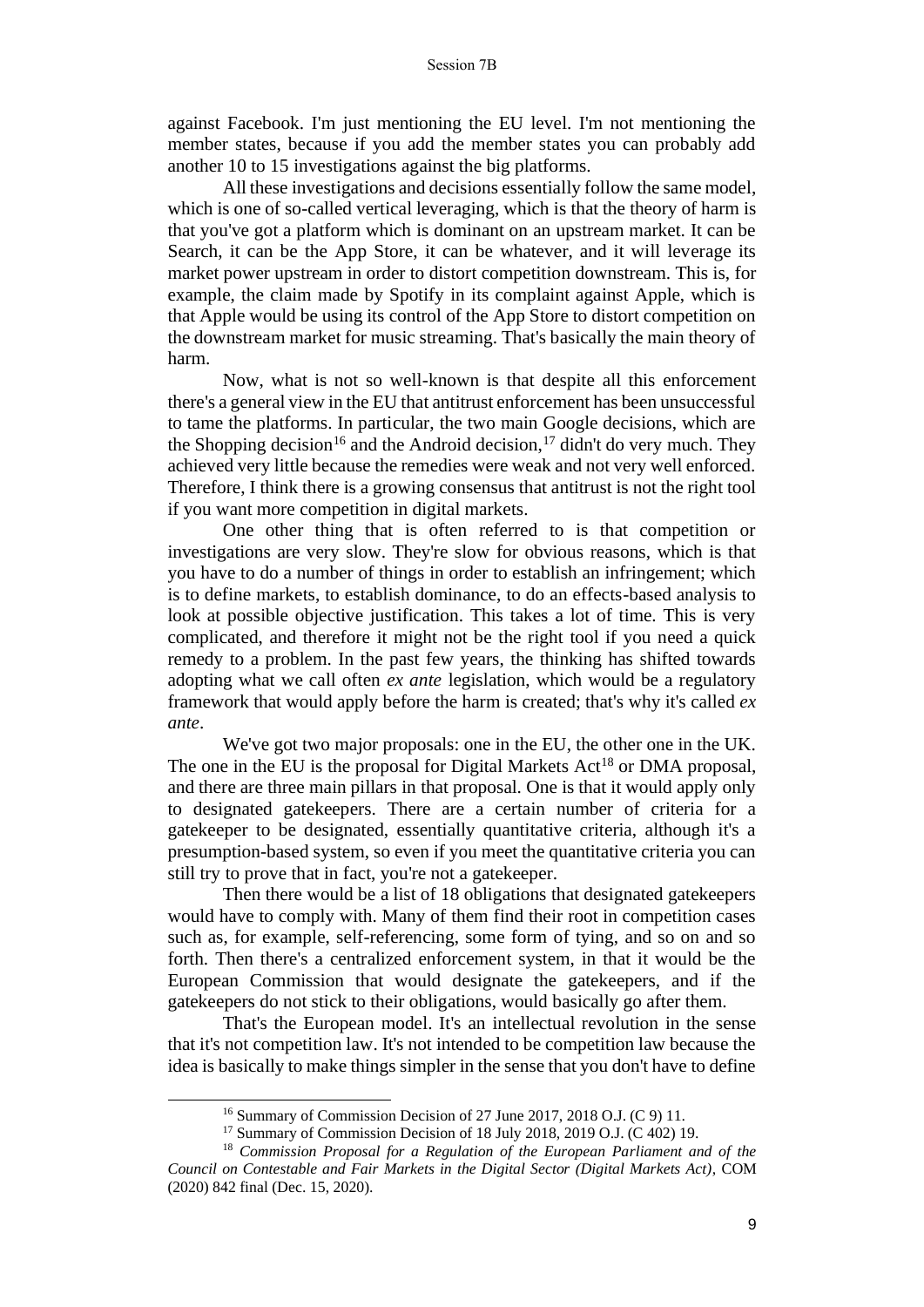against Facebook. I'm just mentioning the EU level. I'm not mentioning the member states, because if you add the member states you can probably add another 10 to 15 investigations against the big platforms.

All these investigations and decisions essentially follow the same model, which is one of so-called vertical leveraging, which is that the theory of harm is that you've got a platform which is dominant on an upstream market. It can be Search, it can be the App Store, it can be whatever, and it will leverage its market power upstream in order to distort competition downstream. This is, for example, the claim made by Spotify in its complaint against Apple, which is that Apple would be using its control of the App Store to distort competition on the downstream market for music streaming. That's basically the main theory of harm.

Now, what is not so well-known is that despite all this enforcement there's a general view in the EU that antitrust enforcement has been unsuccessful to tame the platforms. In particular, the two main Google decisions, which are the Shopping decision[16] and the Android decision,[17] didn't do very much. They achieved very little because the remedies were weak and not very well enforced. Therefore, I think there is a growing consensus that antitrust is not the right tool if you want more competition in digital markets.

One other thing that is often referred to is that competition or investigations are very slow. They're slow for obvious reasons, which is that you have to do a number of things in order to establish an infringement; which is to define markets, to establish dominance, to do an effects-based analysis to look at possible objective justification. This takes a lot of time. This is very complicated, and therefore it might not be the right tool if you need a quick remedy to a problem. In the past few years, the thinking has shifted towards adopting what we call often *ex ante* legislation, which would be a regulatory framework that would apply before the harm is created; that's why it's called *ex ante*.

We've got two major proposals: one in the EU, the other one in the UK. The one in the EU is the proposal for Digital Markets Act[18] or DMA proposal, and there are three main pillars in that proposal. One is that it would apply only to designated gatekeepers. There are a certain number of criteria for a gatekeeper to be designated, essentially quantitative criteria, although it's a presumption-based system, so even if you meet the quantitative criteria you can still try to prove that in fact, you're not a gatekeeper.

Then there would be a list of 18 obligations that designated gatekeepers would have to comply with. Many of them find their root in competition cases such as, for example, self-referencing, some form of tying, and so on and so forth. Then there's a centralized enforcement system, in that it would be the European Commission that would designate the gatekeepers, and if the gatekeepers do not stick to their obligations, would basically go after them.

That's the European model. It's an intellectual revolution in the sense that it's not competition law. It's not intended to be competition law because the idea is basically to make things simpler in the sense that you don't have to define

---

[16] Summary of Commission Decision of 27 June 2017, 2018 O.J. (C 9) 11.

[17] Summary of Commission Decision of 18 July 2018, 2019 O.J. (C 402) 19.

[18] *Commission Proposal for a Regulation of the European Parliament and of the Council on Contestable and Fair Markets in the Digital Sector (Digital Markets Act)*, COM (2020) 842 final (Dec. 15, 2020).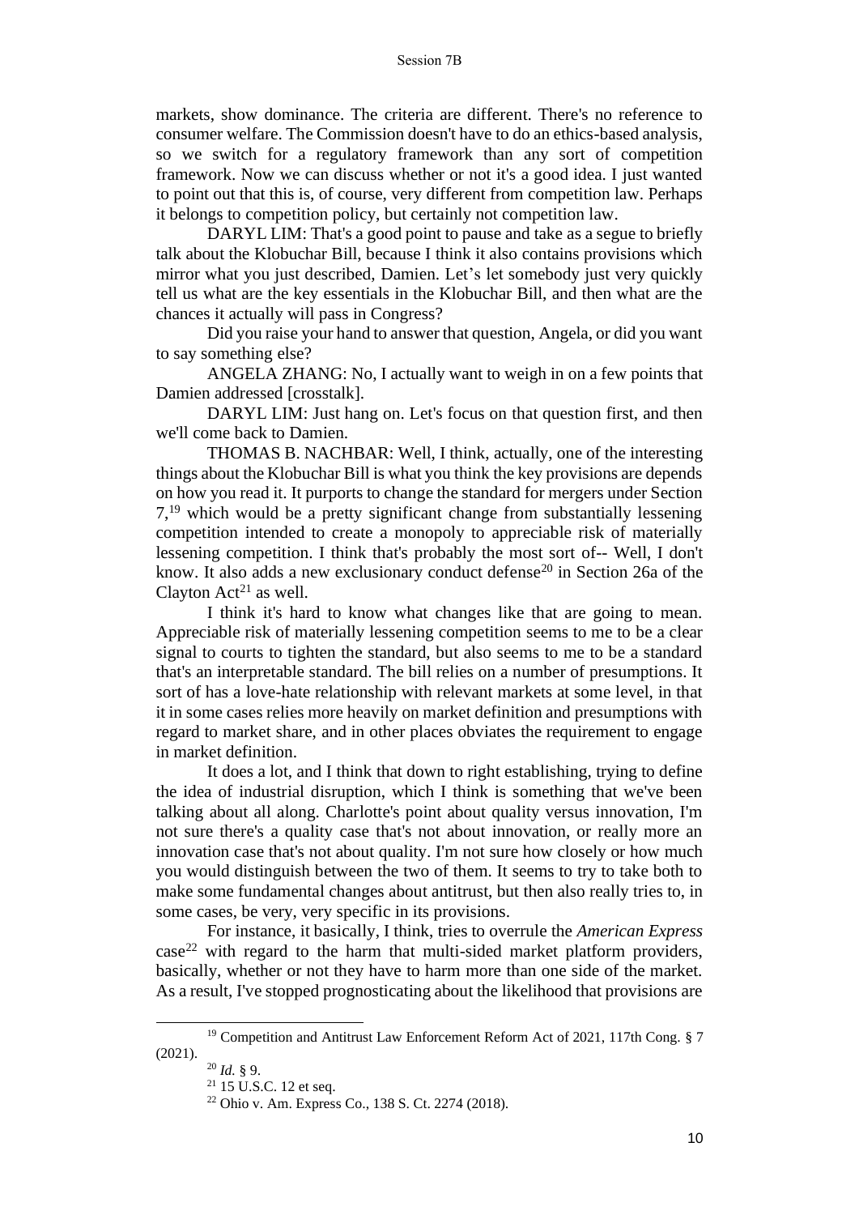markets, show dominance. The criteria are different. There's no reference to consumer welfare. The Commission doesn't have to do an ethics-based analysis, so we switch for a regulatory framework than any sort of competition framework. Now we can discuss whether or not it's a good idea. I just wanted to point out that this is, of course, very different from competition law. Perhaps it belongs to competition policy, but certainly not competition law.

DARYL LIM: That's a good point to pause and take as a segue to briefly talk about the Klobuchar Bill, because I think it also contains provisions which mirror what you just described, Damien. Let's let somebody just very quickly tell us what are the key essentials in the Klobuchar Bill, and then what are the chances it actually will pass in Congress?

Did you raise your hand to answer that question, Angela, or did you want to say something else?

ANGELA ZHANG: No, I actually want to weigh in on a few points that Damien addressed [crosstalk].

DARYL LIM: Just hang on. Let's focus on that question first, and then we'll come back to Damien.

THOMAS B. NACHBAR: Well, I think, actually, one of the interesting things about the Klobuchar Bill is what you think the key provisions are depends on how you read it. It purports to change the standard for mergers under Section 7,[19] which would be a pretty significant change from substantially lessening competition intended to create a monopoly to appreciable risk of materially lessening competition. I think that's probably the most sort of-- Well, I don't know. It also adds a new exclusionary conduct defense[20] in Section 26a of the Clayton Act[21] as well.

I think it's hard to know what changes like that are going to mean. Appreciable risk of materially lessening competition seems to me to be a clear signal to courts to tighten the standard, but also seems to me to be a standard that's an interpretable standard. The bill relies on a number of presumptions. It sort of has a love-hate relationship with relevant markets at some level, in that it in some cases relies more heavily on market definition and presumptions with regard to market share, and in other places obviates the requirement to engage in market definition.

It does a lot, and I think that down to right establishing, trying to define the idea of industrial disruption, which I think is something that we've been talking about all along. Charlotte's point about quality versus innovation, I'm not sure there's a quality case that's not about innovation, or really more an innovation case that's not about quality. I'm not sure how closely or how much you would distinguish between the two of them. It seems to try to take both to make some fundamental changes about antitrust, but then also really tries to, in some cases, be very, very specific in its provisions.

For instance, it basically, I think, tries to overrule the *American Express* case[22] with regard to the harm that multi-sided market platform providers, basically, whether or not they have to harm more than one side of the market. As a result, I've stopped prognosticating about the likelihood that provisions are

---

[19] Competition and Antitrust Law Enforcement Reform Act of 2021, 117th Cong. § 7 (2021).

[20] *Id.* § 9.

[21] 15 U.S.C. 12 et seq.

[22] Ohio v. Am. Express Co., 138 S. Ct. 2274 (2018).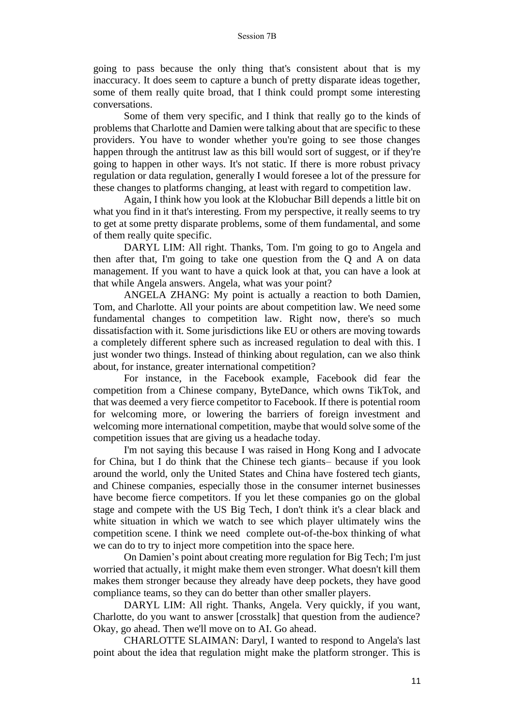going to pass because the only thing that's consistent about that is my inaccuracy. It does seem to capture a bunch of pretty disparate ideas together, some of them really quite broad, that I think could prompt some interesting conversations.

Some of them very specific, and I think that really go to the kinds of problems that Charlotte and Damien were talking about that are specific to these providers. You have to wonder whether you're going to see those changes happen through the antitrust law as this bill would sort of suggest, or if they're going to happen in other ways. It's not static. If there is more robust privacy regulation or data regulation, generally I would foresee a lot of the pressure for these changes to platforms changing, at least with regard to competition law.

Again, I think how you look at the Klobuchar Bill depends a little bit on what you find in it that's interesting. From my perspective, it really seems to try to get at some pretty disparate problems, some of them fundamental, and some of them really quite specific.

DARYL LIM: All right. Thanks, Tom. I'm going to go to Angela and then after that, I'm going to take one question from the Q and A on data management. If you want to have a quick look at that, you can have a look at that while Angela answers. Angela, what was your point?

ANGELA ZHANG: My point is actually a reaction to both Damien, Tom, and Charlotte. All your points are about competition law. We need some fundamental changes to competition law. Right now, there's so much dissatisfaction with it. Some jurisdictions like EU or others are moving towards a completely different sphere such as increased regulation to deal with this. I just wonder two things. Instead of thinking about regulation, can we also think about, for instance, greater international competition?

For instance, in the Facebook example, Facebook did fear the competition from a Chinese company, ByteDance, which owns TikTok, and that was deemed a very fierce competitor to Facebook. If there is potential room for welcoming more, or lowering the barriers of foreign investment and welcoming more international competition, maybe that would solve some of the competition issues that are giving us a headache today.

I'm not saying this because I was raised in Hong Kong and I advocate for China, but I do think that the Chinese tech giants– because if you look around the world, only the United States and China have fostered tech giants, and Chinese companies, especially those in the consumer internet businesses have become fierce competitors. If you let these companies go on the global stage and compete with the US Big Tech, I don't think it's a clear black and white situation in which we watch to see which player ultimately wins the competition scene. I think we need complete out-of-the-box thinking of what we can do to try to inject more competition into the space here.

On Damien's point about creating more regulation for Big Tech; I'm just worried that actually, it might make them even stronger. What doesn't kill them makes them stronger because they already have deep pockets, they have good compliance teams, so they can do better than other smaller players.

DARYL LIM: All right. Thanks, Angela. Very quickly, if you want, Charlotte, do you want to answer [crosstalk] that question from the audience? Okay, go ahead. Then we'll move on to AI. Go ahead.

CHARLOTTE SLAIMAN: Daryl, I wanted to respond to Angela's last point about the idea that regulation might make the platform stronger. This is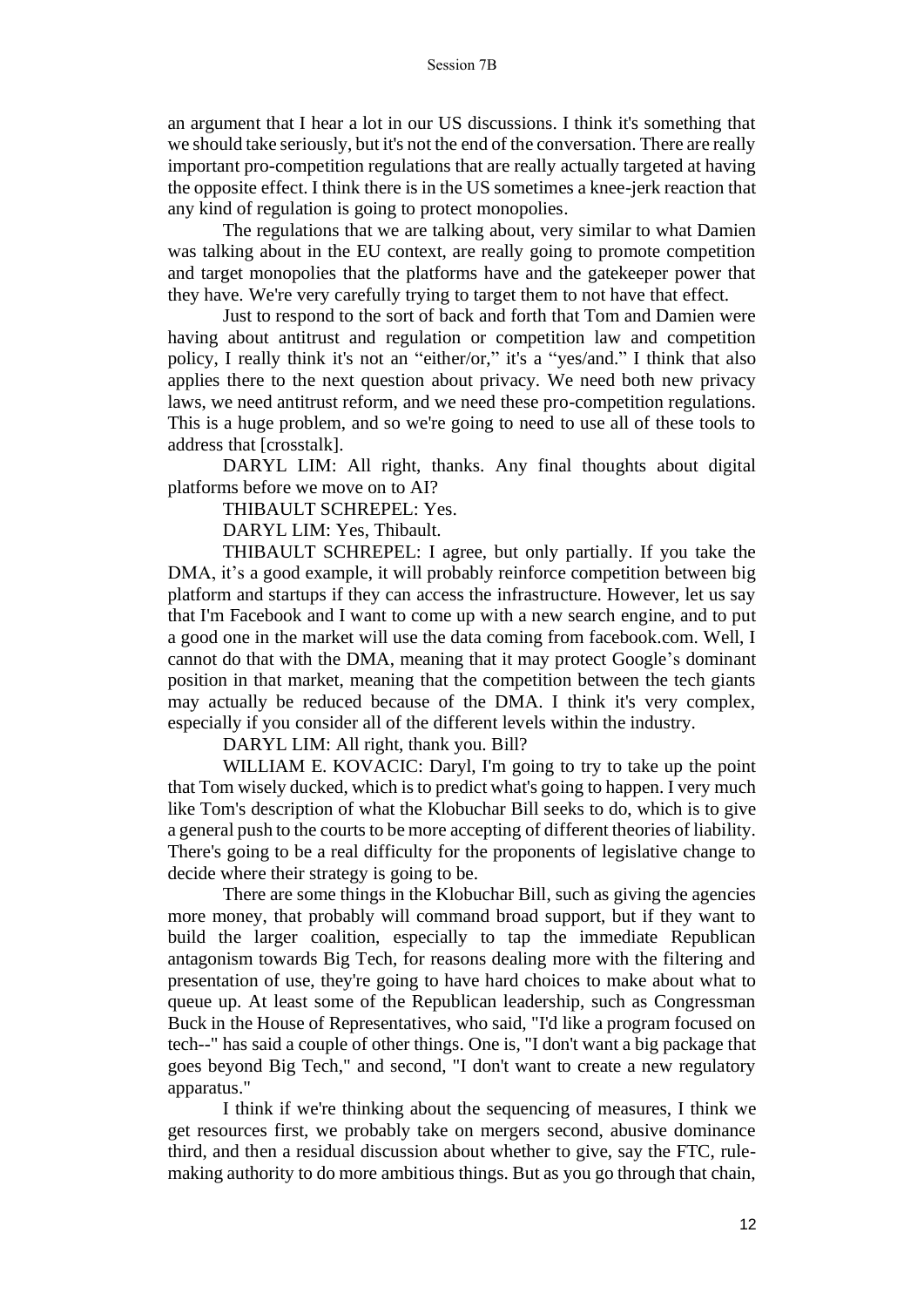an argument that I hear a lot in our US discussions. I think it's something that we should take seriously, but it's not the end of the conversation. There are really important pro-competition regulations that are really actually targeted at having the opposite effect. I think there is in the US sometimes a knee-jerk reaction that any kind of regulation is going to protect monopolies.

The regulations that we are talking about, very similar to what Damien was talking about in the EU context, are really going to promote competition and target monopolies that the platforms have and the gatekeeper power that they have. We're very carefully trying to target them to not have that effect.

Just to respond to the sort of back and forth that Tom and Damien were having about antitrust and regulation or competition law and competition policy, I really think it's not an "either/or," it's a "yes/and." I think that also applies there to the next question about privacy. We need both new privacy laws, we need antitrust reform, and we need these pro-competition regulations. This is a huge problem, and so we're going to need to use all of these tools to address that [crosstalk].

DARYL LIM: All right, thanks. Any final thoughts about digital platforms before we move on to AI?

THIBAULT SCHREPEL: Yes.

DARYL LIM: Yes, Thibault.

THIBAULT SCHREPEL: I agree, but only partially. If you take the DMA, it's a good example, it will probably reinforce competition between big platform and startups if they can access the infrastructure. However, let us say that I'm Facebook and I want to come up with a new search engine, and to put a good one in the market will use the data coming from facebook.com. Well, I cannot do that with the DMA, meaning that it may protect Google's dominant position in that market, meaning that the competition between the tech giants may actually be reduced because of the DMA. I think it's very complex, especially if you consider all of the different levels within the industry.

DARYL LIM: All right, thank you. Bill?

WILLIAM E. KOVACIC: Daryl, I'm going to try to take up the point that Tom wisely ducked, which is to predict what's going to happen. I very much like Tom's description of what the Klobuchar Bill seeks to do, which is to give a general push to the courts to be more accepting of different theories of liability. There's going to be a real difficulty for the proponents of legislative change to decide where their strategy is going to be.

There are some things in the Klobuchar Bill, such as giving the agencies more money, that probably will command broad support, but if they want to build the larger coalition, especially to tap the immediate Republican antagonism towards Big Tech, for reasons dealing more with the filtering and presentation of use, they're going to have hard choices to make about what to queue up. At least some of the Republican leadership, such as Congressman Buck in the House of Representatives, who said, "I'd like a program focused on tech--" has said a couple of other things. One is, "I don't want a big package that goes beyond Big Tech," and second, "I don't want to create a new regulatory apparatus."

I think if we're thinking about the sequencing of measures, I think we get resources first, we probably take on mergers second, abusive dominance third, and then a residual discussion about whether to give, say the FTC, rule-making authority to do more ambitious things. But as you go through that chain,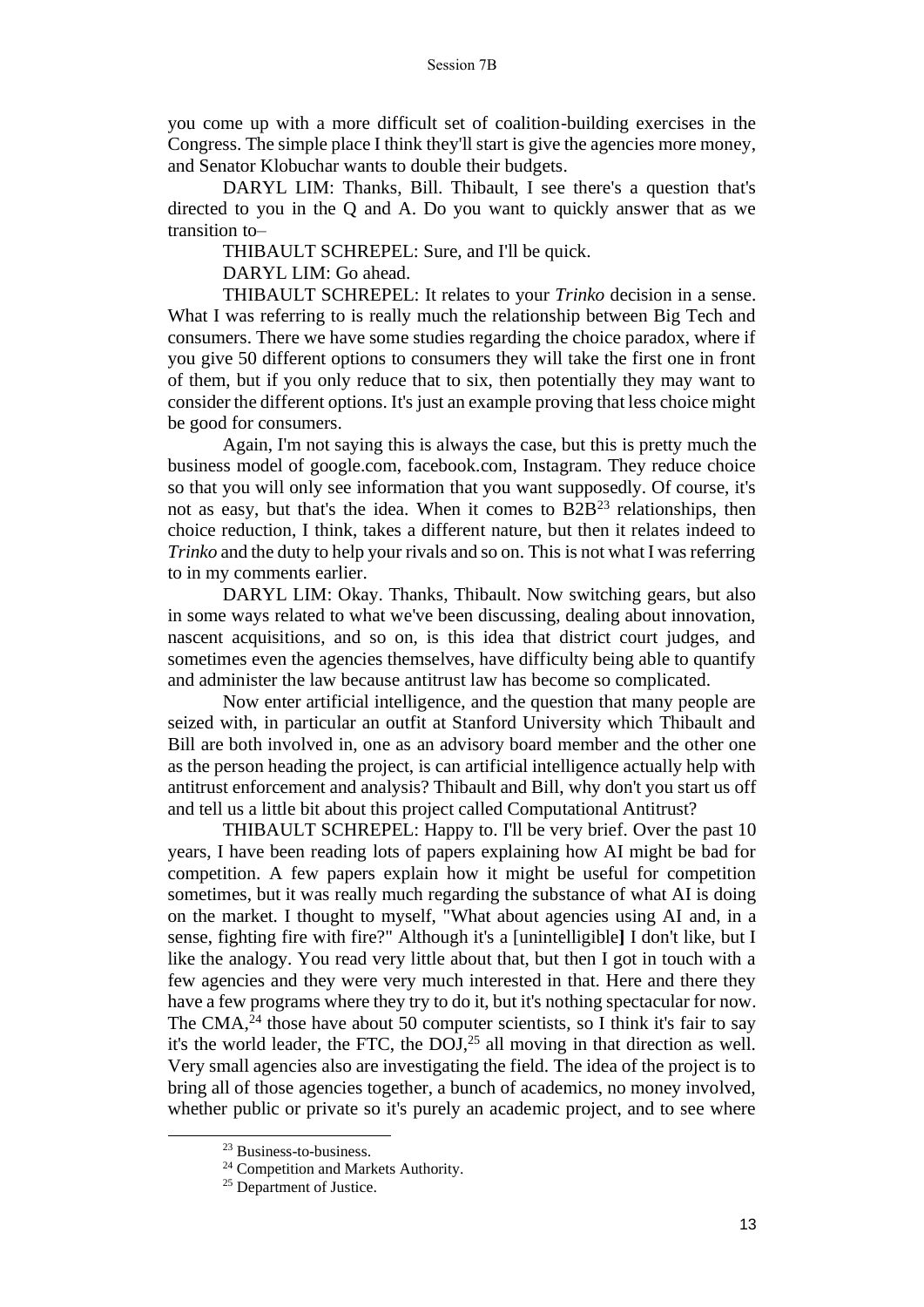you come up with a more difficult set of coalition-building exercises in the Congress. The simple place I think they'll start is give the agencies more money, and Senator Klobuchar wants to double their budgets.

DARYL LIM: Thanks, Bill. Thibault, I see there's a question that's directed to you in the Q and A. Do you want to quickly answer that as we transition to–

THIBAULT SCHREPEL: Sure, and I'll be quick.

DARYL LIM: Go ahead.

THIBAULT SCHREPEL: It relates to your *Trinko* decision in a sense. What I was referring to is really much the relationship between Big Tech and consumers. There we have some studies regarding the choice paradox, where if you give 50 different options to consumers they will take the first one in front of them, but if you only reduce that to six, then potentially they may want to consider the different options. It's just an example proving that less choice might be good for consumers.

Again, I'm not saying this is always the case, but this is pretty much the business model of google.com, facebook.com, Instagram. They reduce choice so that you will only see information that you want supposedly. Of course, it's not as easy, but that's the idea. When it comes to B2B[23] relationships, then choice reduction, I think, takes a different nature, but then it relates indeed to *Trinko* and the duty to help your rivals and so on. This is not what I was referring to in my comments earlier.

DARYL LIM: Okay. Thanks, Thibault. Now switching gears, but also in some ways related to what we've been discussing, dealing about innovation, nascent acquisitions, and so on, is this idea that district court judges, and sometimes even the agencies themselves, have difficulty being able to quantify and administer the law because antitrust law has become so complicated.

Now enter artificial intelligence, and the question that many people are seized with, in particular an outfit at Stanford University which Thibault and Bill are both involved in, one as an advisory board member and the other one as the person heading the project, is can artificial intelligence actually help with antitrust enforcement and analysis? Thibault and Bill, why don't you start us off and tell us a little bit about this project called Computational Antitrust?

THIBAULT SCHREPEL: Happy to. I'll be very brief. Over the past 10 years, I have been reading lots of papers explaining how AI might be bad for competition. A few papers explain how it might be useful for competition sometimes, but it was really much regarding the substance of what AI is doing on the market. I thought to myself, "What about agencies using AI and, in a sense, fighting fire with fire?" Although it's a [unintelligible] I don't like, but I like the analogy. You read very little about that, but then I got in touch with a few agencies and they were very much interested in that. Here and there they have a few programs where they try to do it, but it's nothing spectacular for now. The CMA,[24] those have about 50 computer scientists, so I think it's fair to say it's the world leader, the FTC, the DOJ,[25] all moving in that direction as well. Very small agencies also are investigating the field. The idea of the project is to bring all of those agencies together, a bunch of academics, no money involved, whether public or private so it's purely an academic project, and to see where

[23] Business-to-business.

[24] Competition and Markets Authority.

[25] Department of Justice.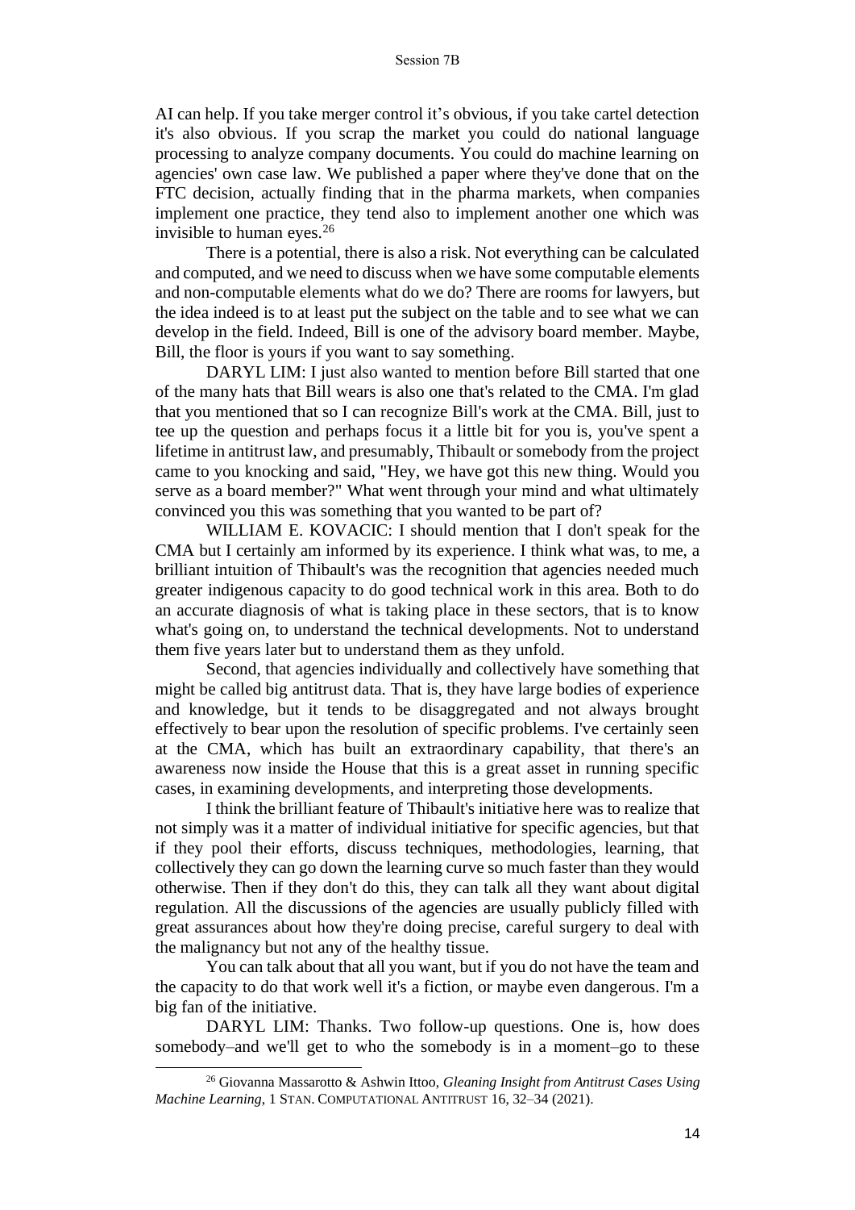AI can help. If you take merger control it's obvious, if you take cartel detection it's also obvious. If you scrap the market you could do national language processing to analyze company documents. You could do machine learning on agencies' own case law. We published a paper where they've done that on the FTC decision, actually finding that in the pharma markets, when companies implement one practice, they tend also to implement another one which was invisible to human eyes.[26]

There is a potential, there is also a risk. Not everything can be calculated and computed, and we need to discuss when we have some computable elements and non-computable elements what do we do? There are rooms for lawyers, but the idea indeed is to at least put the subject on the table and to see what we can develop in the field. Indeed, Bill is one of the advisory board member. Maybe, Bill, the floor is yours if you want to say something.

DARYL LIM: I just also wanted to mention before Bill started that one of the many hats that Bill wears is also one that's related to the CMA. I'm glad that you mentioned that so I can recognize Bill's work at the CMA. Bill, just to tee up the question and perhaps focus it a little bit for you is, you've spent a lifetime in antitrust law, and presumably, Thibault or somebody from the project came to you knocking and said, "Hey, we have got this new thing. Would you serve as a board member?" What went through your mind and what ultimately convinced you this was something that you wanted to be part of?

WILLIAM E. KOVACIC: I should mention that I don't speak for the CMA but I certainly am informed by its experience. I think what was, to me, a brilliant intuition of Thibault's was the recognition that agencies needed much greater indigenous capacity to do good technical work in this area. Both to do an accurate diagnosis of what is taking place in these sectors, that is to know what's going on, to understand the technical developments. Not to understand them five years later but to understand them as they unfold.

Second, that agencies individually and collectively have something that might be called big antitrust data. That is, they have large bodies of experience and knowledge, but it tends to be disaggregated and not always brought effectively to bear upon the resolution of specific problems. I've certainly seen at the CMA, which has built an extraordinary capability, that there's an awareness now inside the House that this is a great asset in running specific cases, in examining developments, and interpreting those developments.

I think the brilliant feature of Thibault's initiative here was to realize that not simply was it a matter of individual initiative for specific agencies, but that if they pool their efforts, discuss techniques, methodologies, learning, that collectively they can go down the learning curve so much faster than they would otherwise. Then if they don't do this, they can talk all they want about digital regulation. All the discussions of the agencies are usually publicly filled with great assurances about how they're doing precise, careful surgery to deal with the malignancy but not any of the healthy tissue.

You can talk about that all you want, but if you do not have the team and the capacity to do that work well it's a fiction, or maybe even dangerous. I'm a big fan of the initiative.

DARYL LIM: Thanks. Two follow-up questions. One is, how does somebody–and we'll get to who the somebody is in a moment–go to these

[26] Giovanna Massarotto & Ashwin Ittoo, *Gleaning Insight from Antitrust Cases Using Machine Learning*, 1 STAN. COMPUTATIONAL ANTITRUST 16, 32–34 (2021).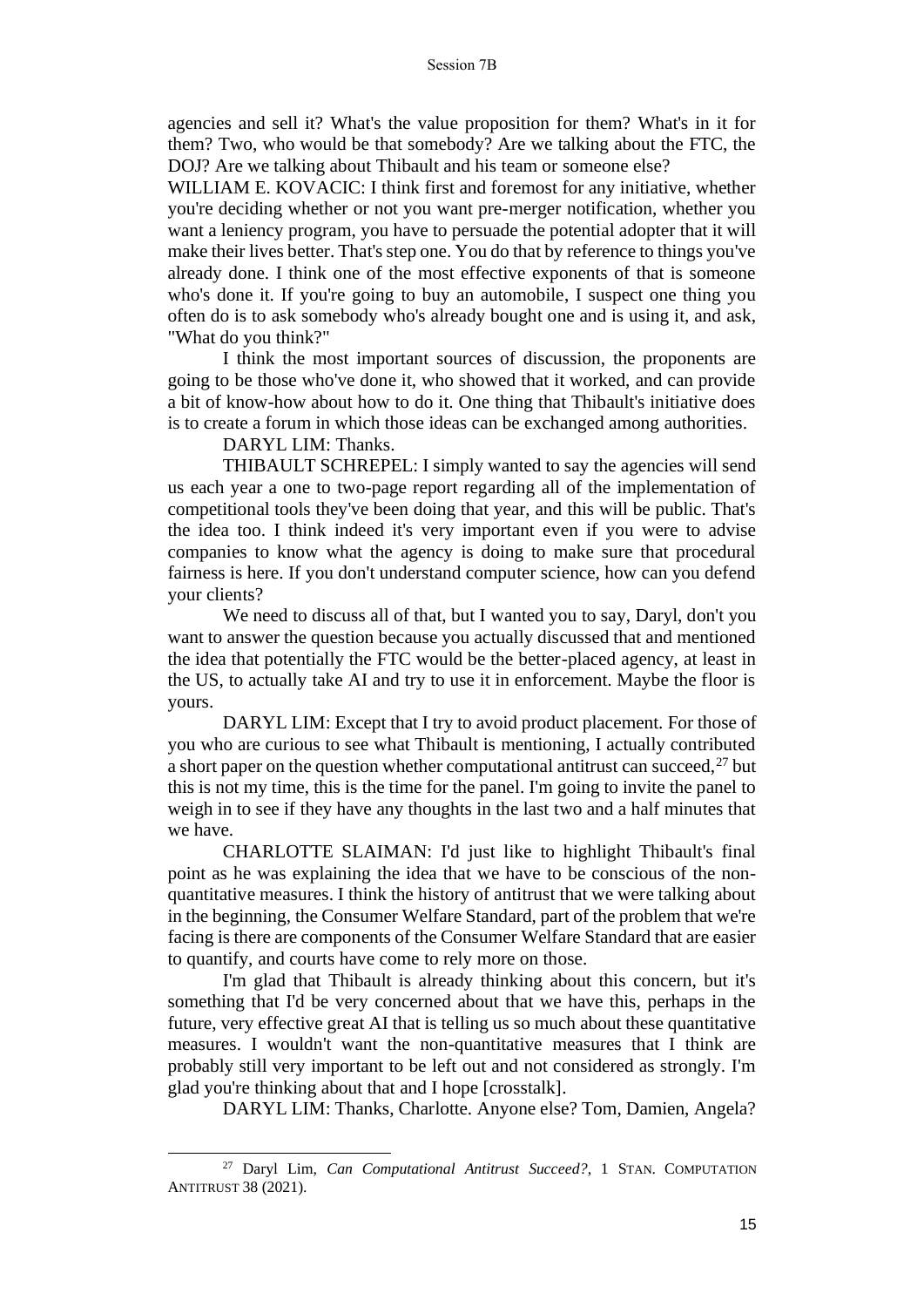agencies and sell it? What's the value proposition for them? What's in it for them? Two, who would be that somebody? Are we talking about the FTC, the DOJ? Are we talking about Thibault and his team or someone else?

WILLIAM E. KOVACIC: I think first and foremost for any initiative, whether you're deciding whether or not you want pre-merger notification, whether you want a leniency program, you have to persuade the potential adopter that it will make their lives better. That's step one. You do that by reference to things you've already done. I think one of the most effective exponents of that is someone who's done it. If you're going to buy an automobile, I suspect one thing you often do is to ask somebody who's already bought one and is using it, and ask, "What do you think?"

I think the most important sources of discussion, the proponents are going to be those who've done it, who showed that it worked, and can provide a bit of know-how about how to do it. One thing that Thibault's initiative does is to create a forum in which those ideas can be exchanged among authorities.

DARYL LIM: Thanks.

THIBAULT SCHREPEL: I simply wanted to say the agencies will send us each year a one to two-page report regarding all of the implementation of competitional tools they've been doing that year, and this will be public. That's the idea too. I think indeed it's very important even if you were to advise companies to know what the agency is doing to make sure that procedural fairness is here. If you don't understand computer science, how can you defend your clients?

We need to discuss all of that, but I wanted you to say, Daryl, don't you want to answer the question because you actually discussed that and mentioned the idea that potentially the FTC would be the better-placed agency, at least in the US, to actually take AI and try to use it in enforcement. Maybe the floor is yours.

DARYL LIM: Except that I try to avoid product placement. For those of you who are curious to see what Thibault is mentioning, I actually contributed a short paper on the question whether computational antitrust can succeed,[27] but this is not my time, this is the time for the panel. I'm going to invite the panel to weigh in to see if they have any thoughts in the last two and a half minutes that we have.

CHARLOTTE SLAIMAN: I'd just like to highlight Thibault's final point as he was explaining the idea that we have to be conscious of the non-quantitative measures. I think the history of antitrust that we were talking about in the beginning, the Consumer Welfare Standard, part of the problem that we're facing is there are components of the Consumer Welfare Standard that are easier to quantify, and courts have come to rely more on those.

I'm glad that Thibault is already thinking about this concern, but it's something that I'd be very concerned about that we have this, perhaps in the future, very effective great AI that is telling us so much about these quantitative measures. I wouldn't want the non-quantitative measures that I think are probably still very important to be left out and not considered as strongly. I'm glad you're thinking about that and I hope [crosstalk].

DARYL LIM: Thanks, Charlotte. Anyone else? Tom, Damien, Angela?

---

[27] Daryl Lim, *Can Computational Antitrust Succeed?*, 1 STAN. COMPUTATION ANTITRUST 38 (2021).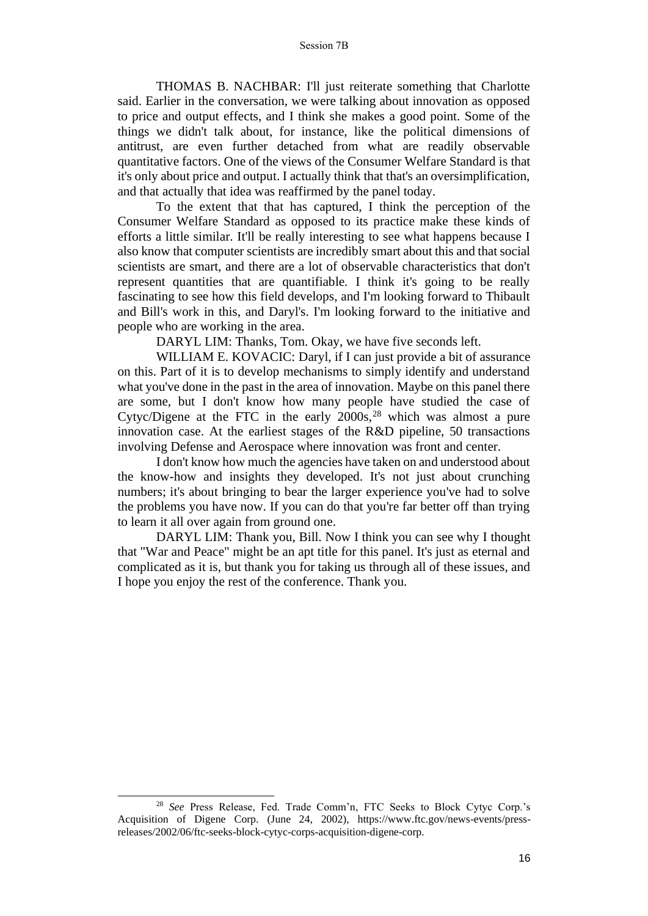THOMAS B. NACHBAR: I'll just reiterate something that Charlotte said. Earlier in the conversation, we were talking about innovation as opposed to price and output effects, and I think she makes a good point. Some of the things we didn't talk about, for instance, like the political dimensions of antitrust, are even further detached from what are readily observable quantitative factors. One of the views of the Consumer Welfare Standard is that it's only about price and output. I actually think that that's an oversimplification, and that actually that idea was reaffirmed by the panel today.

To the extent that that has captured, I think the perception of the Consumer Welfare Standard as opposed to its practice make these kinds of efforts a little similar. It'll be really interesting to see what happens because I also know that computer scientists are incredibly smart about this and that social scientists are smart, and there are a lot of observable characteristics that don't represent quantities that are quantifiable. I think it's going to be really fascinating to see how this field develops, and I'm looking forward to Thibault and Bill's work in this, and Daryl's. I'm looking forward to the initiative and people who are working in the area.

DARYL LIM: Thanks, Tom. Okay, we have five seconds left.

WILLIAM E. KOVACIC: Daryl, if I can just provide a bit of assurance on this. Part of it is to develop mechanisms to simply identify and understand what you've done in the past in the area of innovation. Maybe on this panel there are some, but I don't know how many people have studied the case of Cytyc/Digene at the FTC in the early 2000s,[28] which was almost a pure innovation case. At the earliest stages of the R&D pipeline, 50 transactions involving Defense and Aerospace where innovation was front and center.

I don't know how much the agencies have taken on and understood about the know-how and insights they developed. It's not just about crunching numbers; it's about bringing to bear the larger experience you've had to solve the problems you have now. If you can do that you're far better off than trying to learn it all over again from ground one.

DARYL LIM: Thank you, Bill. Now I think you can see why I thought that "War and Peace" might be an apt title for this panel. It's just as eternal and complicated as it is, but thank you for taking us through all of these issues, and I hope you enjoy the rest of the conference. Thank you.

---

[28] *See* Press Release, Fed. Trade Comm'n, FTC Seeks to Block Cytyc Corp.'s Acquisition of Digene Corp. (June 24, 2002), https://www.ftc.gov/news-events/press-releases/2002/06/ftc-seeks-block-cytyc-corps-acquisition-digene-corp.